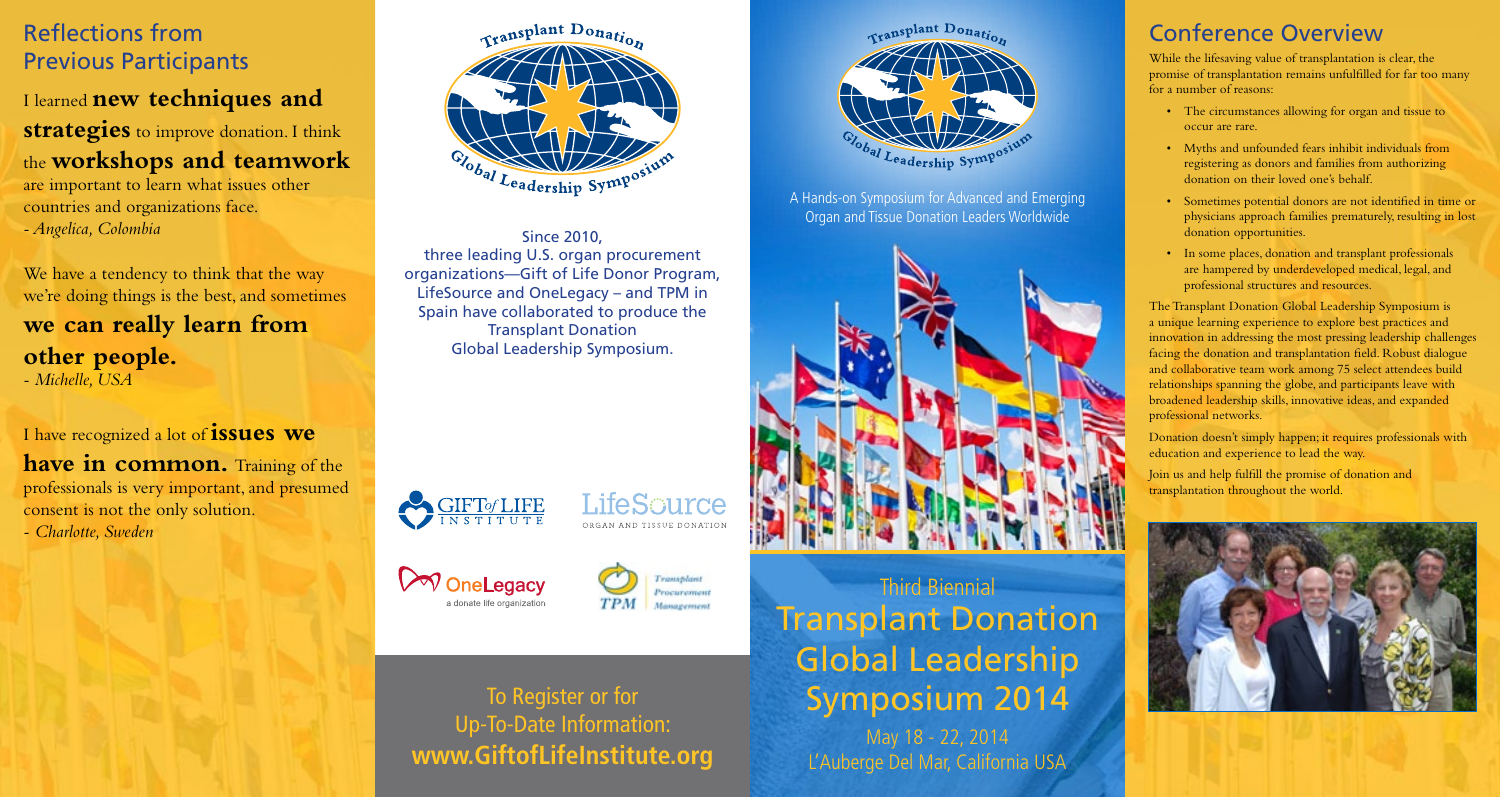## Reflections from Previous Participants

I learned **new techniques and strategies** to improve donation. I think the **workshops and teamwork** are important to learn what issues other countries and organizations face.
*- Angelica, Colombia*

We have a tendency to think that the way we're doing things is the best, and sometimes **we can really learn from other people.**
*- Michelle, USA*

I have recognized a lot of **issues we have in common.** Training of the professionals is very important, and presumed consent is not the only solution.
*- Charlotte, Sweden*

Transplant Donation Global Leadership Symposium

Since 2010, three leading U.S. organ procurement organizations—Gift of Life Donor Program, LifeSource and OneLegacy – and TPM in Spain have collaborated to produce the Transplant Donation Global Leadership Symposium.

GIFT of LIFE INSTITUTE

LifeSource ORGAN AND TISSUE DONATION

OneLegacy a donate life organization

TPM Transplant Procurement Management

To Register or for Up-To-Date Information:
**www.GiftofLifeInstitute.org**

Transplant Donation Global Leadership Symposium

A Hands-on Symposium for Advanced and Emerging Organ and Tissue Donation Leaders Worldwide

# Third Biennial Transplant Donation Global Leadership Symposium 2014

May 18 - 22, 2014
L'Auberge Del Mar, California USA

## Conference Overview

While the lifesaving value of transplantation is clear, the promise of transplantation remains unfulfilled for far too many for a number of reasons:

- The circumstances allowing for organ and tissue to occur are rare.
- Myths and unfounded fears inhibit individuals from registering as donors and families from authorizing donation on their loved one's behalf.
- Sometimes potential donors are not identified in time or physicians approach families prematurely, resulting in lost donation opportunities.
- In some places, donation and transplant professionals are hampered by underdeveloped medical, legal, and professional structures and resources.

The Transplant Donation Global Leadership Symposium is a unique learning experience to explore best practices and innovation in addressing the most pressing leadership challenges facing the donation and transplantation field. Robust dialogue and collaborative team work among 75 select attendees build relationships spanning the globe, and participants leave with broadened leadership skills, innovative ideas, and expanded professional networks.

Donation doesn't simply happen; it requires professionals with education and experience to lead the way.

Join us and help fulfill the promise of donation and transplantation throughout the world.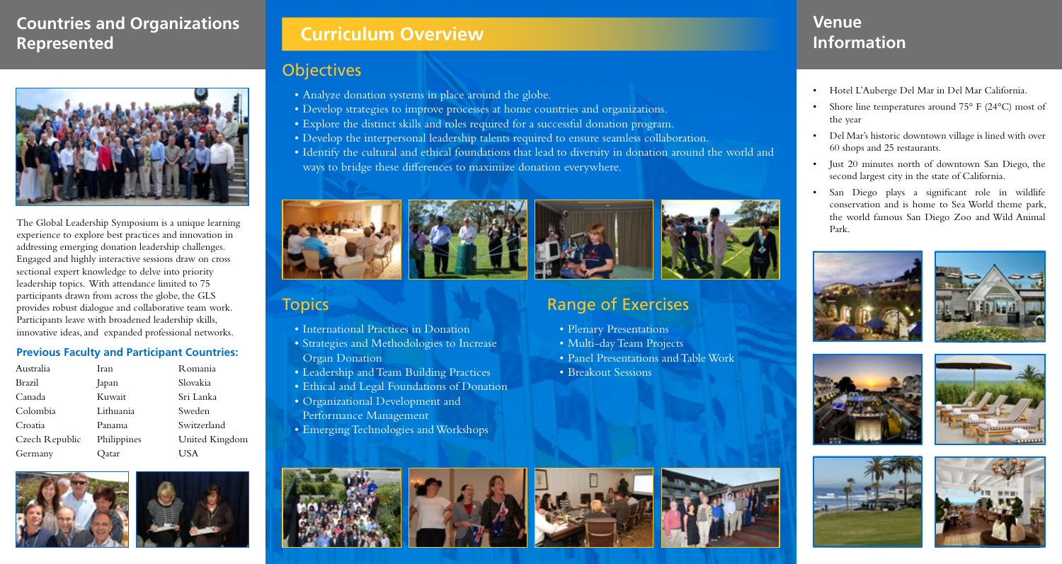## Countries and Organizations Represented

The Global Leadership Symposium is a unique learning experience to explore best practices and innovation in addressing emerging donation leadership challenges. Engaged and highly interactive sessions draw on cross sectional expert knowledge to delve into priority leadership topics. With attendance limited to 75 participants drawn from across the globe, the GLS provides robust dialogue and collaborative team work. Participants leave with broadened leadership skills, innovative ideas, and expanded professional networks.

### Previous Faculty and Participant Countries:

| | | |
|---|---|---|
| Australia | Iran | Romania |
| Brazil | Japan | Slovakia |
| Canada | Kuwait | Sri Lanka |
| Colombia | Lithuania | Sweden |
| Croatia | Panama | Switzerland |
| Czech Republic | Philippines | United Kingdom |
| Germany | Qatar | USA |

## Curriculum Overview

### Objectives

- Analyze donation systems in place around the globe.
- Develop strategies to improve processes at home countries and organizations.
- Explore the distinct skills and roles required for a successful donation program.
- Develop the interpersonal leadership talents required to ensure seamless collaboration.
- Identify the cultural and ethical foundations that lead to diversity in donation around the world and ways to bridge these differences to maximize donation everywhere.

### Topics

- International Practices in Donation
- Strategies and Methodologies to Increase Organ Donation
- Leadership and Team Building Practices
- Ethical and Legal Foundations of Donation
- Organizational Development and Performance Management
- Emerging Technologies and Workshops

### Range of Exercises

- Plenary Presentations
- Multi-day Team Projects
- Panel Presentations and Table Work
- Breakout Sessions

## Venue Information

- Hotel L'Auberge Del Mar in Del Mar California.
- Shore line temperatures around 75° F (24°C) most of the year
- Del Mar's historic downtown village is lined with over 60 shops and 25 restaurants.
- Just 20 minutes north of downtown San Diego, the second largest city in the state of California.
- San Diego plays a significant role in wildlife conservation and is home to Sea World theme park, the world famous San Diego Zoo and Wild Animal Park.